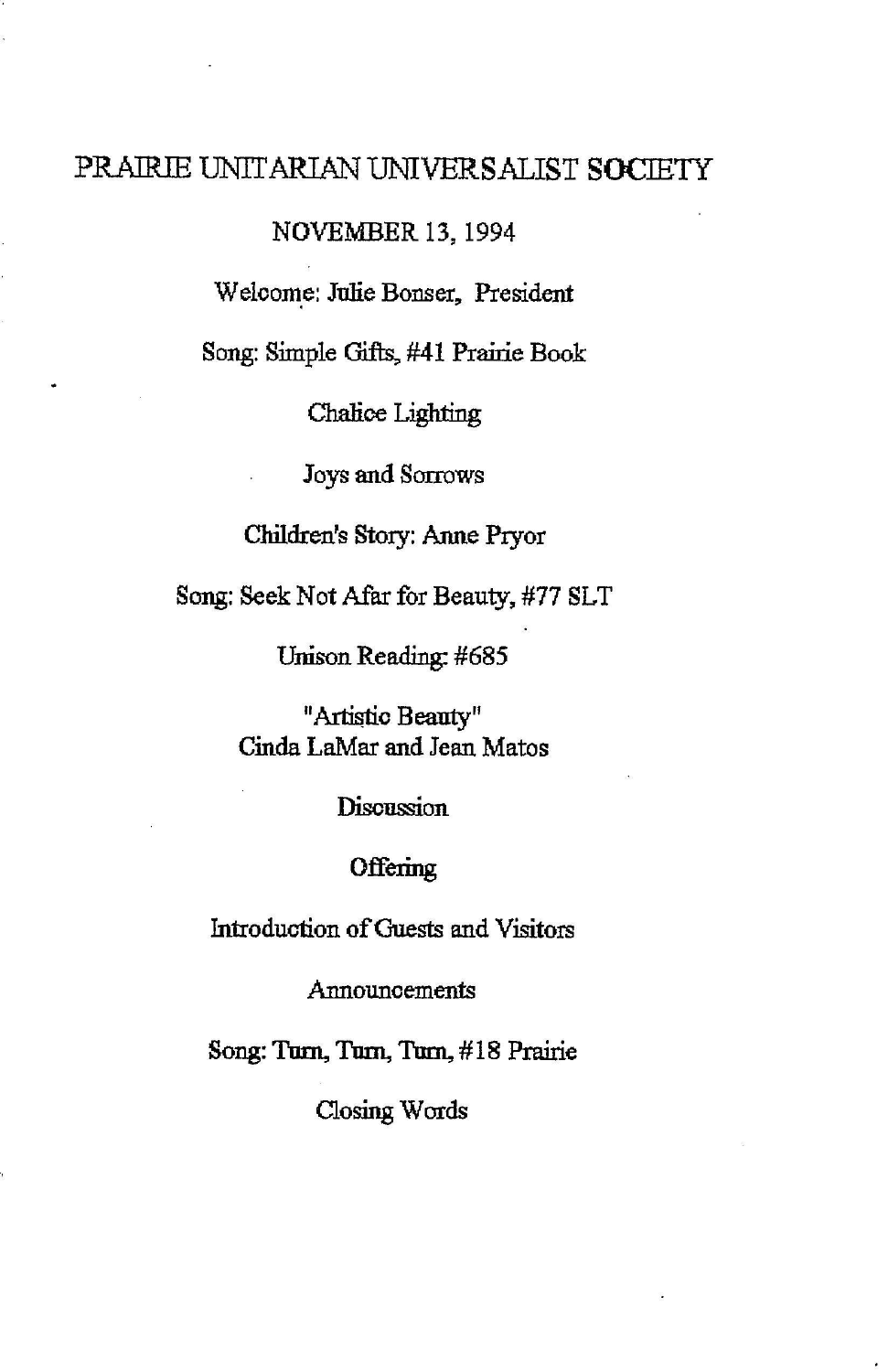# PRAIRIE UNITARIAN UNIVERSALIST SOCIETY

NOVEMBER 13, 1994

Welcome: Julie Bonser, President

Song: Simple Gifts, #41 Prairie Book

Chalice Lighting

Joys and Sorrows

Children's Story: Anne Pryor

Song: Seek Not Afar for Beauty, #77 SLT

Unison Reading: #685

"Artistic Beauty"
Cinda LaMar and Jean Matos

Discussion

Offering

Introduction of Guests and Visitors

Announcements

Song: Turn, Turn, Turn, #18 Prairie

Closing Words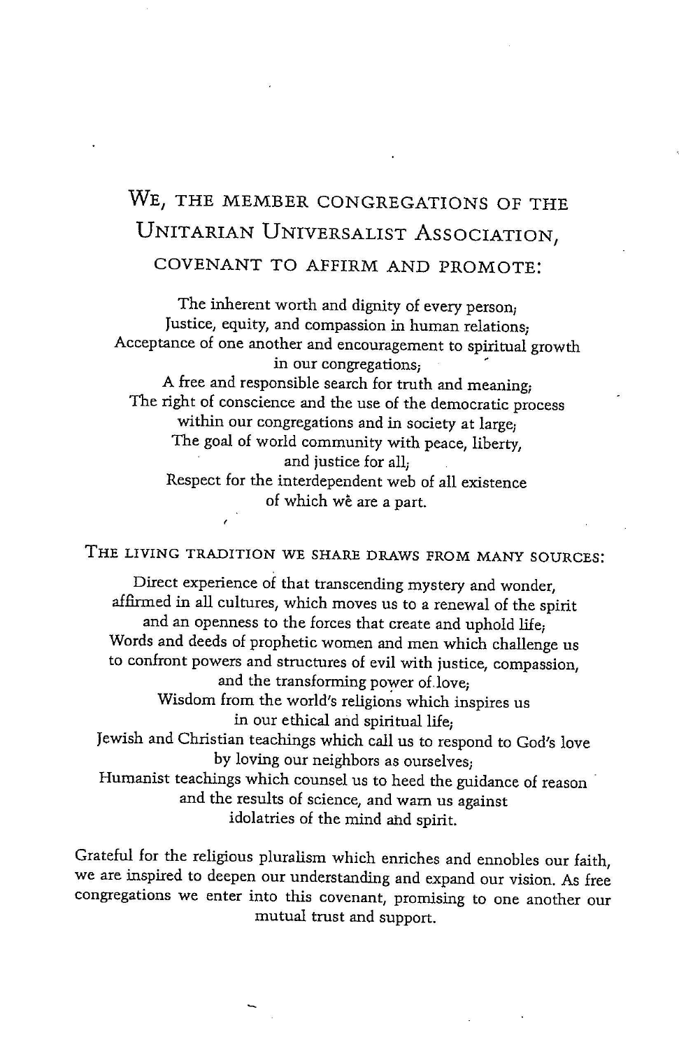## We, the member congregations of the Unitarian Universalist Association, covenant to affirm and promote:

The inherent worth and dignity of every person;
Justice, equity, and compassion in human relations;
Acceptance of one another and encouragement to spiritual growth in our congregations;
A free and responsible search for truth and meaning;
The right of conscience and the use of the democratic process within our congregations and in society at large;
The goal of world community with peace, liberty, and justice for all;
Respect for the interdependent web of all existence of which we are a part.

## The living tradition we share draws from many sources:

Direct experience of that transcending mystery and wonder, affirmed in all cultures, which moves us to a renewal of the spirit and an openness to the forces that create and uphold life;
Words and deeds of prophetic women and men which challenge us to confront powers and structures of evil with justice, compassion, and the transforming power of love;
Wisdom from the world's religions which inspires us in our ethical and spiritual life;
Jewish and Christian teachings which call us to respond to God's love by loving our neighbors as ourselves;
Humanist teachings which counsel us to heed the guidance of reason and the results of science, and warn us against idolatries of the mind and spirit.

Grateful for the religious pluralism which enriches and ennobles our faith, we are inspired to deepen our understanding and expand our vision. As free congregations we enter into this covenant, promising to one another our mutual trust and support.